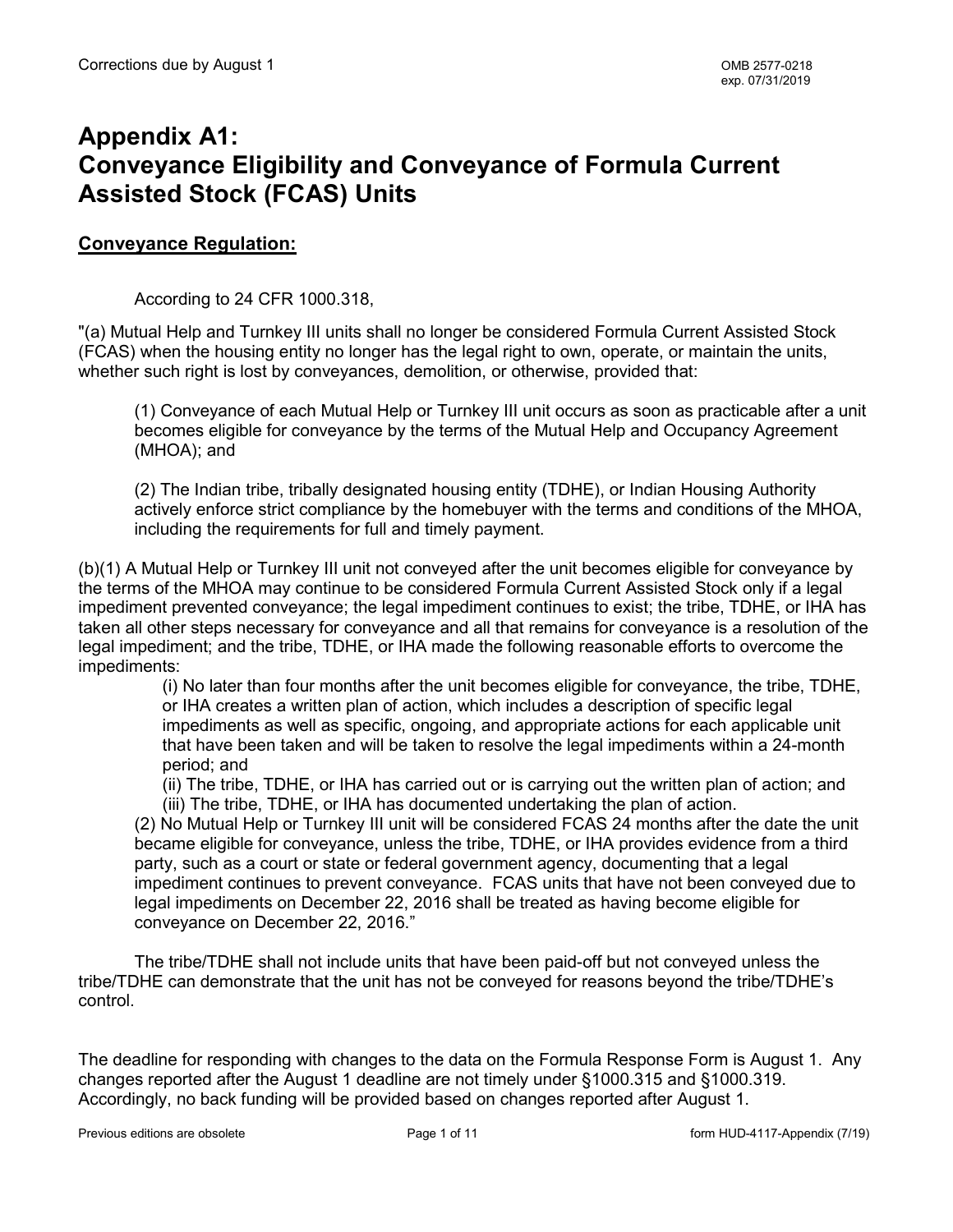# Appendix A1: Conveyance Eligibility and Conveyance of Formula Current Assisted Stock (FCAS) Units

## Conveyance Regulation:

According to 24 CFR 1000.318,

"(a) Mutual Help and Turnkey III units shall no longer be considered Formula Current Assisted Stock (FCAS) when the housing entity no longer has the legal right to own, operate, or maintain the units, whether such right is lost by conveyances, demolition, or otherwise, provided that:

> (1) Conveyance of each Mutual Help or Turnkey III unit occurs as soon as practicable after a unit becomes eligible for conveyance by the terms of the Mutual Help and Occupancy Agreement (MHOA); and
>
> (2) The Indian tribe, tribally designated housing entity (TDHE), or Indian Housing Authority actively enforce strict compliance by the homebuyer with the terms and conditions of the MHOA, including the requirements for full and timely payment.

(b)(1) A Mutual Help or Turnkey III unit not conveyed after the unit becomes eligible for conveyance by the terms of the MHOA may continue to be considered Formula Current Assisted Stock only if a legal impediment prevented conveyance; the legal impediment continues to exist; the tribe, TDHE, or IHA has taken all other steps necessary for conveyance and all that remains for conveyance is a resolution of the legal impediment; and the tribe, TDHE, or IHA made the following reasonable efforts to overcome the impediments:

> (i) No later than four months after the unit becomes eligible for conveyance, the tribe, TDHE, or IHA creates a written plan of action, which includes a description of specific legal impediments as well as specific, ongoing, and appropriate actions for each applicable unit that have been taken and will be taken to resolve the legal impediments within a 24-month period; and
>
> (ii) The tribe, TDHE, or IHA has carried out or is carrying out the written plan of action; and
>
> (iii) The tribe, TDHE, or IHA has documented undertaking the plan of action.

(2) No Mutual Help or Turnkey III unit will be considered FCAS 24 months after the date the unit became eligible for conveyance, unless the tribe, TDHE, or IHA provides evidence from a third party, such as a court or state or federal government agency, documenting that a legal impediment continues to prevent conveyance. FCAS units that have not been conveyed due to legal impediments on December 22, 2016 shall be treated as having become eligible for conveyance on December 22, 2016."

The tribe/TDHE shall not include units that have been paid-off but not conveyed unless the tribe/TDHE can demonstrate that the unit has not be conveyed for reasons beyond the tribe/TDHE's control.

The deadline for responding with changes to the data on the Formula Response Form is August 1. Any changes reported after the August 1 deadline are not timely under §1000.315 and §1000.319. Accordingly, no back funding will be provided based on changes reported after August 1.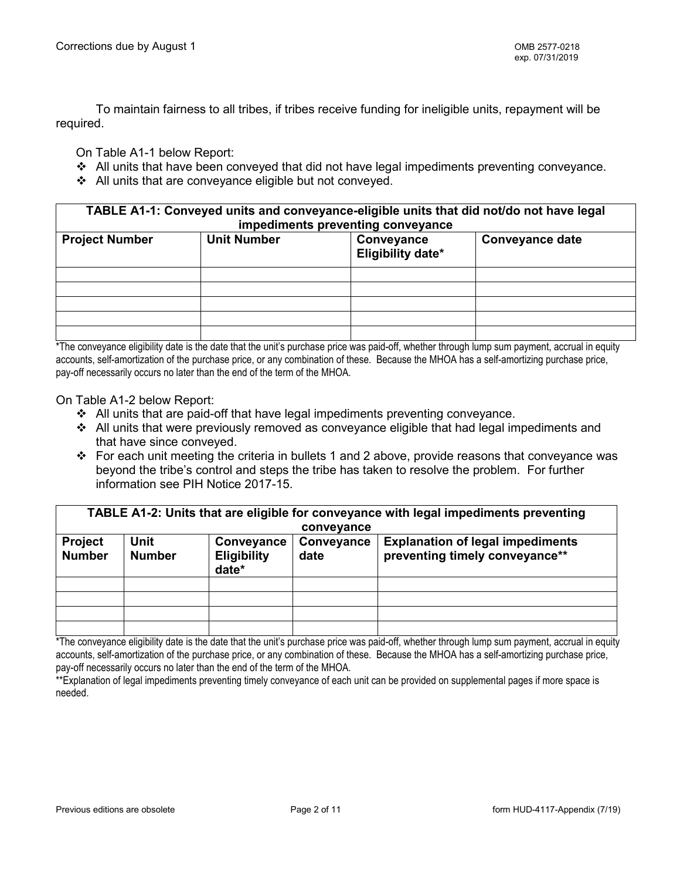To maintain fairness to all tribes, if tribes receive funding for ineligible units, repayment will be required.

On Table A1-1 below Report:

- All units that have been conveyed that did not have legal impediments preventing conveyance.
- All units that are conveyance eligible but not conveyed.

**TABLE A1-1: Conveyed units and conveyance-eligible units that did not/do not have legal impediments preventing conveyance**

| Project Number | Unit Number | Conveyance Eligibility date* | Conveyance date |
|---|---|---|---|
| | | | |
| | | | |
| | | | |
| | | | |
| | | | |

*The conveyance eligibility date is the date that the unit's purchase price was paid-off, whether through lump sum payment, accrual in equity accounts, self-amortization of the purchase price, or any combination of these. Because the MHOA has a self-amortizing purchase price, pay-off necessarily occurs no later than the end of the term of the MHOA.

On Table A1-2 below Report:

- All units that are paid-off that have legal impediments preventing conveyance.
- All units that were previously removed as conveyance eligible that had legal impediments and that have since conveyed.
- For each unit meeting the criteria in bullets 1 and 2 above, provide reasons that conveyance was beyond the tribe's control and steps the tribe has taken to resolve the problem. For further information see PIH Notice 2017-15.

**TABLE A1-2: Units that are eligible for conveyance with legal impediments preventing conveyance**

| Project Number | Unit Number | Conveyance Eligibility date* | Conveyance date | Explanation of legal impediments preventing timely conveyance** |
|---|---|---|---|---|
| | | | | |
| | | | | |
| | | | | |
| | | | | |

*The conveyance eligibility date is the date that the unit's purchase price was paid-off, whether through lump sum payment, accrual in equity accounts, self-amortization of the purchase price, or any combination of these. Because the MHOA has a self-amortizing purchase price, pay-off necessarily occurs no later than the end of the term of the MHOA.

**Explanation of legal impediments preventing timely conveyance of each unit can be provided on supplemental pages if more space is needed.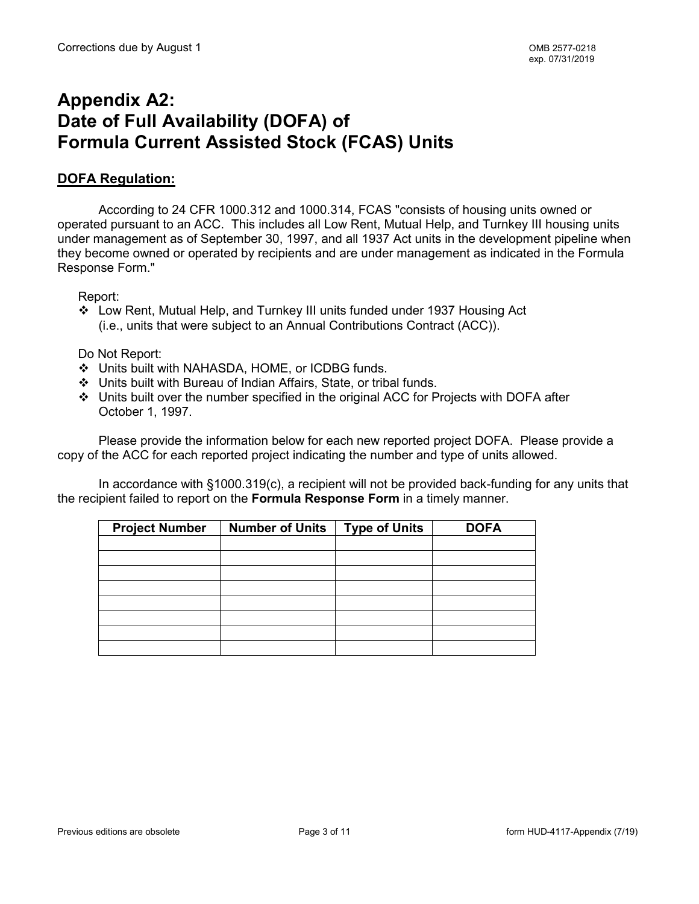# Appendix A2: Date of Full Availability (DOFA) of Formula Current Assisted Stock (FCAS) Units

## DOFA Regulation:

According to 24 CFR 1000.312 and 1000.314, FCAS "consists of housing units owned or operated pursuant to an ACC. This includes all Low Rent, Mutual Help, and Turnkey III housing units under management as of September 30, 1997, and all 1937 Act units in the development pipeline when they become owned or operated by recipients and are under management as indicated in the Formula Response Form."

Report:

- Low Rent, Mutual Help, and Turnkey III units funded under 1937 Housing Act (i.e., units that were subject to an Annual Contributions Contract (ACC)).

Do Not Report:

- Units built with NAHASDA, HOME, or ICDBG funds.
- Units built with Bureau of Indian Affairs, State, or tribal funds.
- Units built over the number specified in the original ACC for Projects with DOFA after October 1, 1997.

Please provide the information below for each new reported project DOFA. Please provide a copy of the ACC for each reported project indicating the number and type of units allowed.

In accordance with §1000.319(c), a recipient will not be provided back-funding for any units that the recipient failed to report on the **Formula Response Form** in a timely manner.

| Project Number | Number of Units | Type of Units | DOFA |
|---|---|---|---|
| | | | |
| | | | |
| | | | |
| | | | |
| | | | |
| | | | |
| | | | |
| | | | |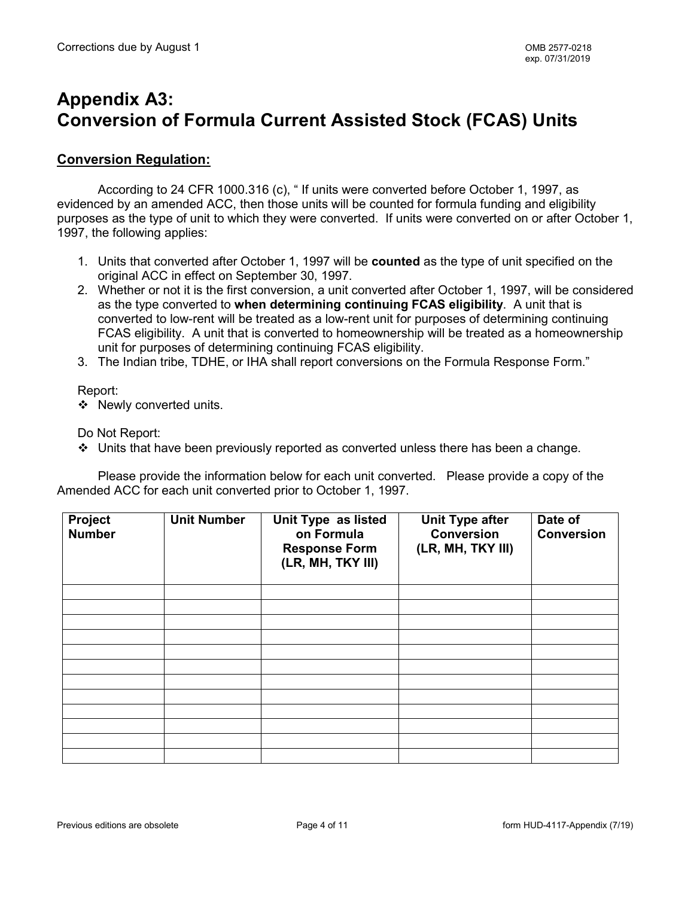# Appendix A3: Conversion of Formula Current Assisted Stock (FCAS) Units

## Conversion Regulation:

According to 24 CFR 1000.316 (c), " If units were converted before October 1, 1997, as evidenced by an amended ACC, then those units will be counted for formula funding and eligibility purposes as the type of unit to which they were converted. If units were converted on or after October 1, 1997, the following applies:

1. Units that converted after October 1, 1997 will be **counted** as the type of unit specified on the original ACC in effect on September 30, 1997.
2. Whether or not it is the first conversion, a unit converted after October 1, 1997, will be considered as the type converted to **when determining continuing FCAS eligibility**. A unit that is converted to low-rent will be treated as a low-rent unit for purposes of determining continuing FCAS eligibility. A unit that is converted to homeownership will be treated as a homeownership unit for purposes of determining continuing FCAS eligibility.
3. The Indian tribe, TDHE, or IHA shall report conversions on the Formula Response Form."

Report:

- Newly converted units.

Do Not Report:

- Units that have been previously reported as converted unless there has been a change.

Please provide the information below for each unit converted. Please provide a copy of the Amended ACC for each unit converted prior to October 1, 1997.

| Project Number | Unit Number | Unit Type as listed on Formula Response Form (LR, MH, TKY III) | Unit Type after Conversion (LR, MH, TKY III) | Date of Conversion |
|---|---|---|---|---|
| | | | | |
| | | | | |
| | | | | |
| | | | | |
| | | | | |
| | | | | |
| | | | | |
| | | | | |
| | | | | |
| | | | | |
| | | | | |
| | | | | |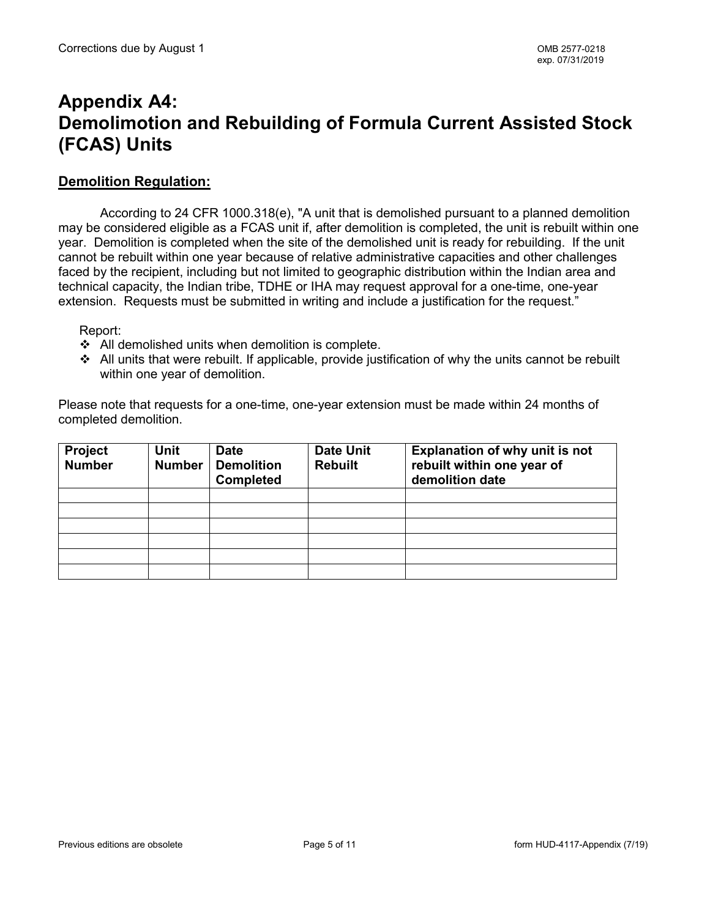# Appendix A4: Demolimotion and Rebuilding of Formula Current Assisted Stock (FCAS) Units

## Demolition Regulation:

According to 24 CFR 1000.318(e), "A unit that is demolished pursuant to a planned demolition may be considered eligible as a FCAS unit if, after demolition is completed, the unit is rebuilt within one year. Demolition is completed when the site of the demolished unit is ready for rebuilding. If the unit cannot be rebuilt within one year because of relative administrative capacities and other challenges faced by the recipient, including but not limited to geographic distribution within the Indian area and technical capacity, the Indian tribe, TDHE or IHA may request approval for a one-time, one-year extension. Requests must be submitted in writing and include a justification for the request."

Report:

- All demolished units when demolition is complete.
- All units that were rebuilt. If applicable, provide justification of why the units cannot be rebuilt within one year of demolition.

Please note that requests for a one-time, one-year extension must be made within 24 months of completed demolition.

| Project Number | Unit Number | Date Demolition Completed | Date Unit Rebuilt | Explanation of why unit is not rebuilt within one year of demolition date |
|---|---|---|---|---|
| | | | | |
| | | | | |
| | | | | |
| | | | | |
| | | | | |
| | | | | |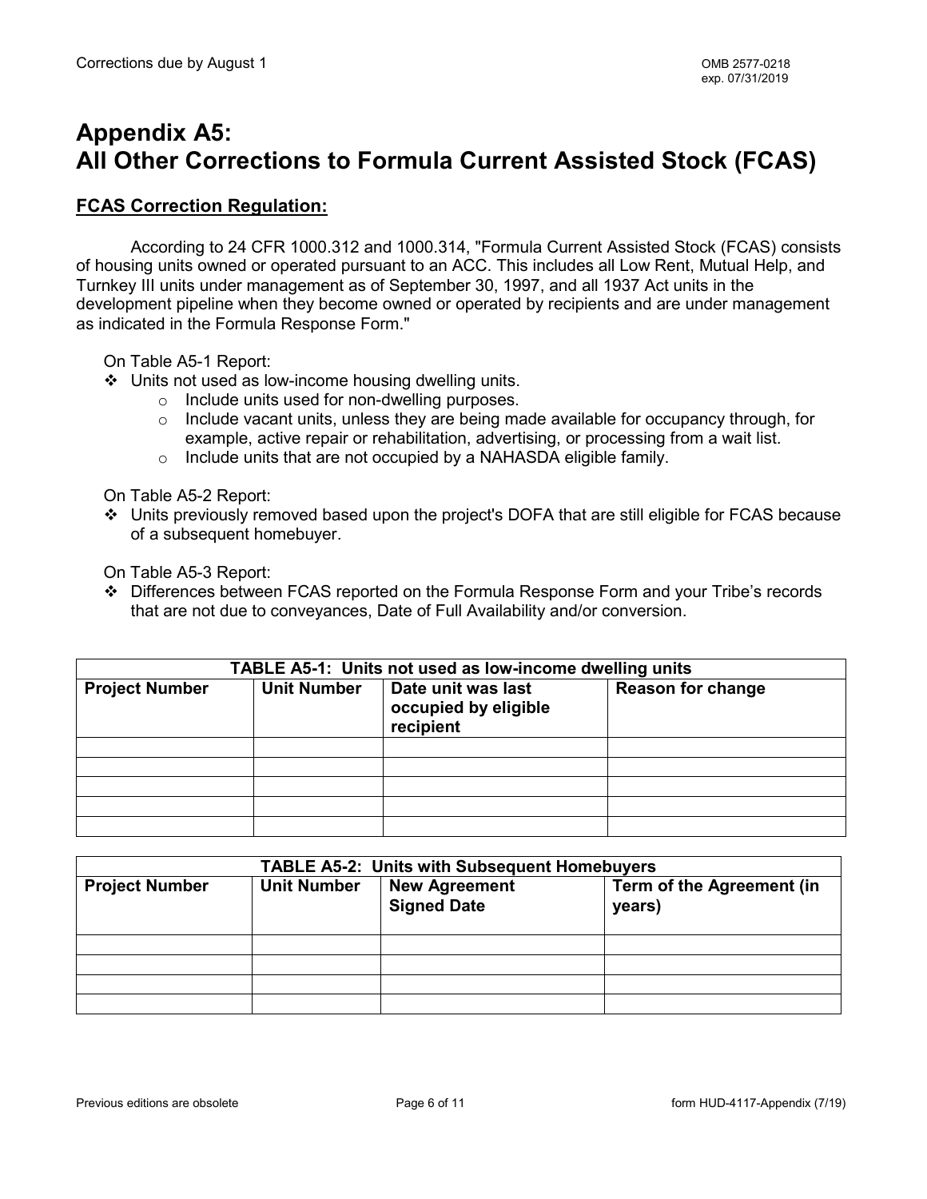# Appendix A5: All Other Corrections to Formula Current Assisted Stock (FCAS)

## FCAS Correction Regulation:

According to 24 CFR 1000.312 and 1000.314, "Formula Current Assisted Stock (FCAS) consists of housing units owned or operated pursuant to an ACC. This includes all Low Rent, Mutual Help, and Turnkey III units under management as of September 30, 1997, and all 1937 Act units in the development pipeline when they become owned or operated by recipients and are under management as indicated in the Formula Response Form."

On Table A5-1 Report:

- ❖ Units not used as low-income housing dwelling units.
  - Include units used for non-dwelling purposes.
  - Include vacant units, unless they are being made available for occupancy through, for example, active repair or rehabilitation, advertising, or processing from a wait list.
  - Include units that are not occupied by a NAHASDA eligible family.

On Table A5-2 Report:

- ❖ Units previously removed based upon the project's DOFA that are still eligible for FCAS because of a subsequent homebuyer.

On Table A5-3 Report:

- ❖ Differences between FCAS reported on the Formula Response Form and your Tribe's records that are not due to conveyances, Date of Full Availability and/or conversion.

**TABLE A5-1: Units not used as low-income dwelling units**

| Project Number | Unit Number | Date unit was last occupied by eligible recipient | Reason for change |
|---|---|---|---|
| | | | |
| | | | |
| | | | |
| | | | |
| | | | |

**TABLE A5-2: Units with Subsequent Homebuyers**

| Project Number | Unit Number | New Agreement Signed Date | Term of the Agreement (in years) |
|---|---|---|---|
| | | | |
| | | | |
| | | | |
| | | | |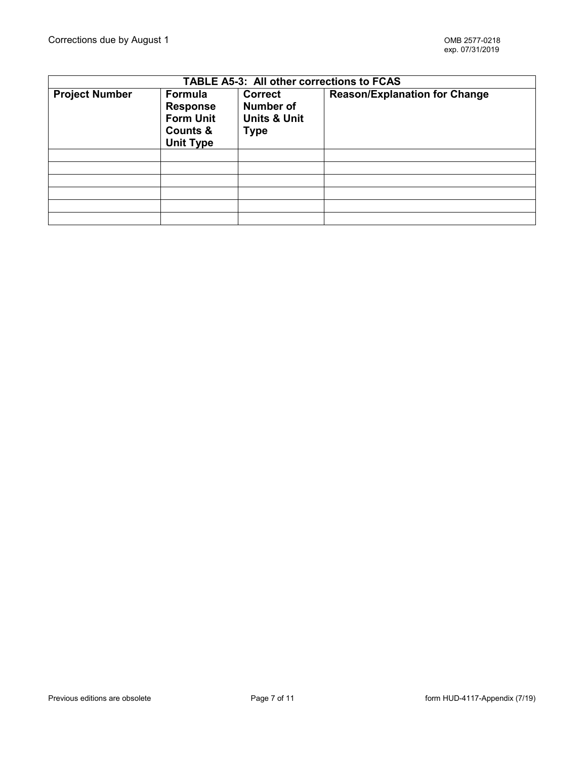| TABLE A5-3: All other corrections to FCAS | | | |
|---|---|---|---|
| **Project Number** | **Formula Response Form Unit Counts & Unit Type** | **Correct Number of Units & Unit Type** | **Reason/Explanation for Change** |
| | | | |
| | | | |
| | | | |
| | | | |
| | | | |
| | | | |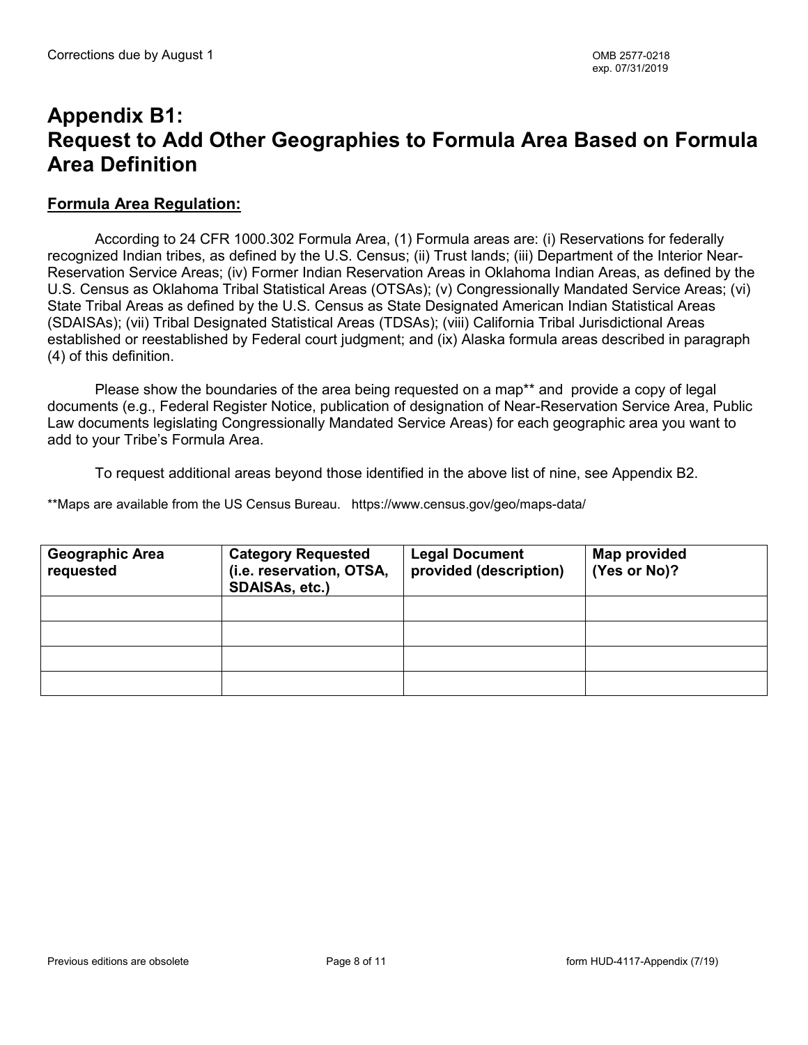# Appendix B1: Request to Add Other Geographies to Formula Area Based on Formula Area Definition

## Formula Area Regulation:

According to 24 CFR 1000.302 Formula Area, (1) Formula areas are: (i) Reservations for federally recognized Indian tribes, as defined by the U.S. Census; (ii) Trust lands; (iii) Department of the Interior Near-Reservation Service Areas; (iv) Former Indian Reservation Areas in Oklahoma Indian Areas, as defined by the U.S. Census as Oklahoma Tribal Statistical Areas (OTSAs); (v) Congressionally Mandated Service Areas; (vi) State Tribal Areas as defined by the U.S. Census as State Designated American Indian Statistical Areas (SDAISAs); (vii) Tribal Designated Statistical Areas (TDSAs); (viii) California Tribal Jurisdictional Areas established or reestablished by Federal court judgment; and (ix) Alaska formula areas described in paragraph (4) of this definition.

Please show the boundaries of the area being requested on a map** and provide a copy of legal documents (e.g., Federal Register Notice, publication of designation of Near-Reservation Service Area, Public Law documents legislating Congressionally Mandated Service Areas) for each geographic area you want to add to your Tribe's Formula Area.

To request additional areas beyond those identified in the above list of nine, see Appendix B2.

**Maps are available from the US Census Bureau. https://www.census.gov/geo/maps-data/

| Geographic Area requested | Category Requested (i.e. reservation, OTSA, SDAISAs, etc.) | Legal Document provided (description) | Map provided (Yes or No)? |
|---|---|---|---|
| | | | |
| | | | |
| | | | |
| | | | |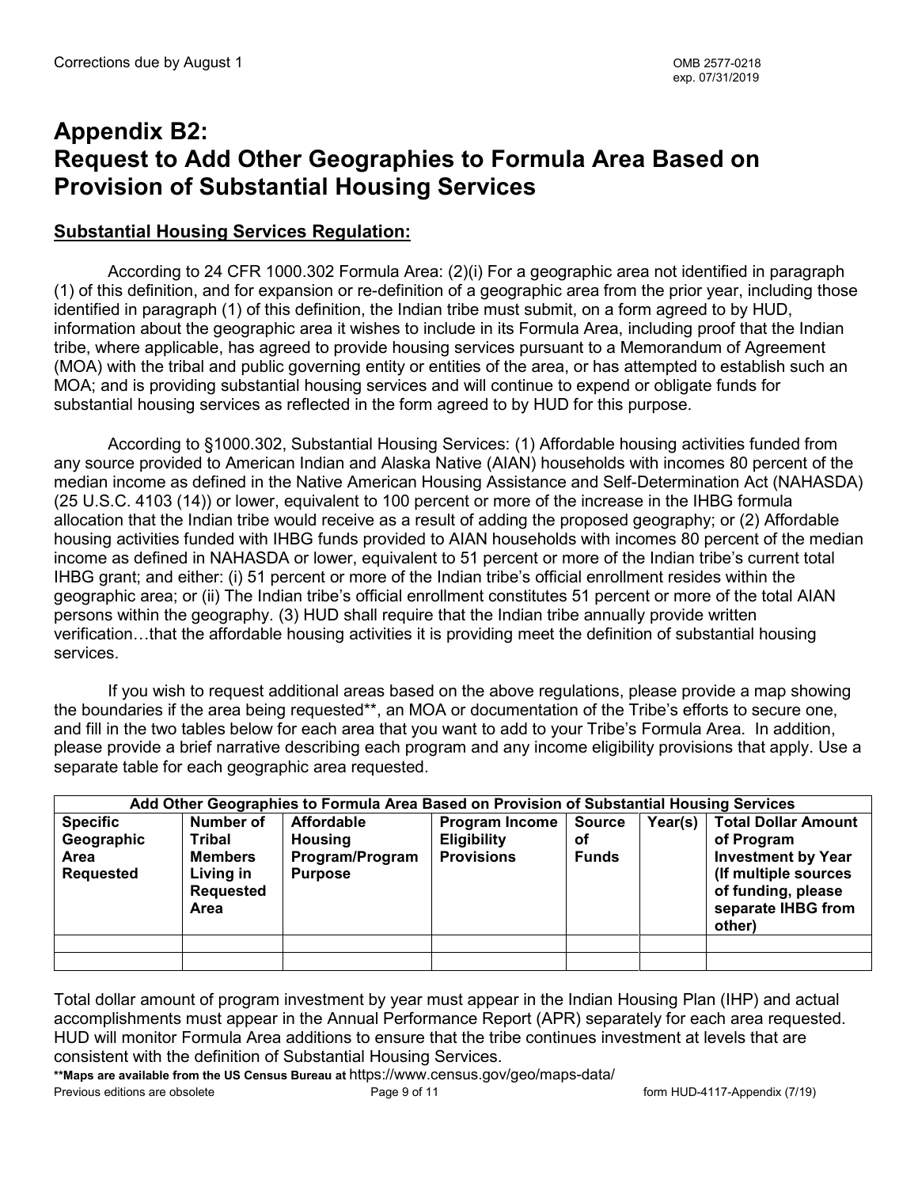# Appendix B2: Request to Add Other Geographies to Formula Area Based on Provision of Substantial Housing Services

## Substantial Housing Services Regulation:

According to 24 CFR 1000.302 Formula Area: (2)(i) For a geographic area not identified in paragraph (1) of this definition, and for expansion or re-definition of a geographic area from the prior year, including those identified in paragraph (1) of this definition, the Indian tribe must submit, on a form agreed to by HUD, information about the geographic area it wishes to include in its Formula Area, including proof that the Indian tribe, where applicable, has agreed to provide housing services pursuant to a Memorandum of Agreement (MOA) with the tribal and public governing entity or entities of the area, or has attempted to establish such an MOA; and is providing substantial housing services and will continue to expend or obligate funds for substantial housing services as reflected in the form agreed to by HUD for this purpose.

According to §1000.302, Substantial Housing Services: (1) Affordable housing activities funded from any source provided to American Indian and Alaska Native (AIAN) households with incomes 80 percent of the median income as defined in the Native American Housing Assistance and Self-Determination Act (NAHASDA) (25 U.S.C. 4103 (14)) or lower, equivalent to 100 percent or more of the increase in the IHBG formula allocation that the Indian tribe would receive as a result of adding the proposed geography; or (2) Affordable housing activities funded with IHBG funds provided to AIAN households with incomes 80 percent of the median income as defined in NAHASDA or lower, equivalent to 51 percent or more of the Indian tribe's current total IHBG grant; and either: (i) 51 percent or more of the Indian tribe's official enrollment resides within the geographic area; or (ii) The Indian tribe's official enrollment constitutes 51 percent or more of the total AIAN persons within the geography. (3) HUD shall require that the Indian tribe annually provide written verification…that the affordable housing activities it is providing meet the definition of substantial housing services.

If you wish to request additional areas based on the above regulations, please provide a map showing the boundaries if the area being requested**, an MOA or documentation of the Tribe's efforts to secure one, and fill in the two tables below for each area that you want to add to your Tribe's Formula Area. In addition, please provide a brief narrative describing each program and any income eligibility provisions that apply. Use a separate table for each geographic area requested.

| Add Other Geographies to Formula Area Based on Provision of Substantial Housing Services | | | | | | |
|---|---|---|---|---|---|---|
| **Specific Geographic Area Requested** | **Number of Tribal Members Living in Requested Area** | **Affordable Housing Program/Program Purpose** | **Program Income Eligibility Provisions** | **Source of Funds** | **Year(s)** | **Total Dollar Amount of Program Investment by Year (If multiple sources of funding, please separate IHBG from other)** |
| | | | | | | |
| | | | | | | |

Total dollar amount of program investment by year must appear in the Indian Housing Plan (IHP) and actual accomplishments must appear in the Annual Performance Report (APR) separately for each area requested. HUD will monitor Formula Area additions to ensure that the tribe continues investment at levels that are consistent with the definition of Substantial Housing Services.

**Maps are available from the US Census Bureau at https://www.census.gov/geo/maps-data/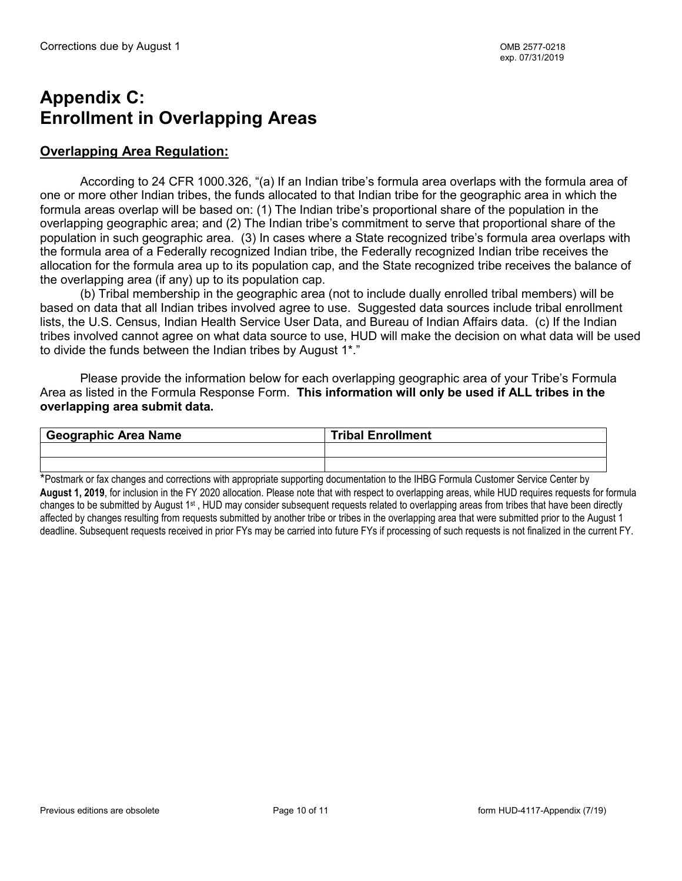# Appendix C:
# Enrollment in Overlapping Areas

## Overlapping Area Regulation:

According to 24 CFR 1000.326, "(a) If an Indian tribe's formula area overlaps with the formula area of one or more other Indian tribes, the funds allocated to that Indian tribe for the geographic area in which the formula areas overlap will be based on: (1) The Indian tribe's proportional share of the population in the overlapping geographic area; and (2) The Indian tribe's commitment to serve that proportional share of the population in such geographic area. (3) In cases where a State recognized tribe's formula area overlaps with the formula area of a Federally recognized Indian tribe, the Federally recognized Indian tribe receives the allocation for the formula area up to its population cap, and the State recognized tribe receives the balance of the overlapping area (if any) up to its population cap.

(b) Tribal membership in the geographic area (not to include dually enrolled tribal members) will be based on data that all Indian tribes involved agree to use. Suggested data sources include tribal enrollment lists, the U.S. Census, Indian Health Service User Data, and Bureau of Indian Affairs data. (c) If the Indian tribes involved cannot agree on what data source to use, HUD will make the decision on what data will be used to divide the funds between the Indian tribes by August 1*."

Please provide the information below for each overlapping geographic area of your Tribe's Formula Area as listed in the Formula Response Form. **This information will only be used if ALL tribes in the overlapping area submit data.**

| Geographic Area Name | Tribal Enrollment |
|---|---|
| | |
| | |

*Postmark or fax changes and corrections with appropriate supporting documentation to the IHBG Formula Customer Service Center by **August 1, 2019**, for inclusion in the FY 2020 allocation. Please note that with respect to overlapping areas, while HUD requires requests for formula changes to be submitted by August 1st, HUD may consider subsequent requests related to overlapping areas from tribes that have been directly affected by changes resulting from requests submitted by another tribe or tribes in the overlapping area that were submitted prior to the August 1 deadline. Subsequent requests received in prior FYs may be carried into future FYs if processing of such requests is not finalized in the current FY.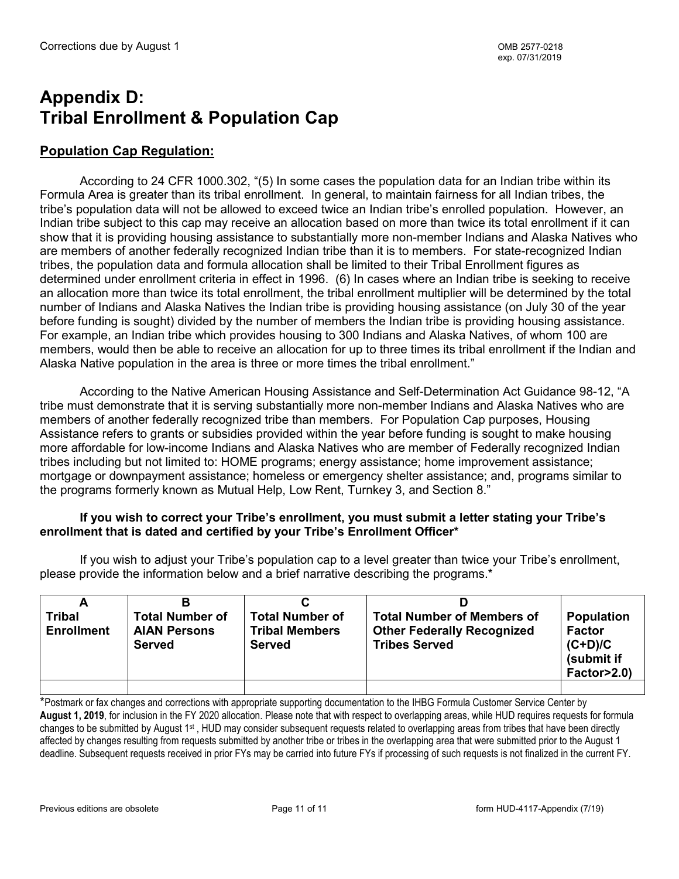Corrections due by August 1

OMB 2577-0218
exp. 07/31/2019

# Appendix D: Tribal Enrollment & Population Cap

## <u>Population Cap Regulation:</u>

According to 24 CFR 1000.302, "(5) In some cases the population data for an Indian tribe within its Formula Area is greater than its tribal enrollment. In general, to maintain fairness for all Indian tribes, the tribe's population data will not be allowed to exceed twice an Indian tribe's enrolled population. However, an Indian tribe subject to this cap may receive an allocation based on more than twice its total enrollment if it can show that it is providing housing assistance to substantially more non-member Indians and Alaska Natives who are members of another federally recognized Indian tribe than it is to members. For state-recognized Indian tribes, the population data and formula allocation shall be limited to their Tribal Enrollment figures as determined under enrollment criteria in effect in 1996. (6) In cases where an Indian tribe is seeking to receive an allocation more than twice its total enrollment, the tribal enrollment multiplier will be determined by the total number of Indians and Alaska Natives the Indian tribe is providing housing assistance (on July 30 of the year before funding is sought) divided by the number of members the Indian tribe is providing housing assistance. For example, an Indian tribe which provides housing to 300 Indians and Alaska Natives, of whom 100 are members, would then be able to receive an allocation for up to three times its tribal enrollment if the Indian and Alaska Native population in the area is three or more times the tribal enrollment."

According to the Native American Housing Assistance and Self-Determination Act Guidance 98-12, "A tribe must demonstrate that it is serving substantially more non-member Indians and Alaska Natives who are members of another federally recognized tribe than members. For Population Cap purposes, Housing Assistance refers to grants or subsidies provided within the year before funding is sought to make housing more affordable for low-income Indians and Alaska Natives who are member of Federally recognized Indian tribes including but not limited to: HOME programs; energy assistance; home improvement assistance; mortgage or downpayment assistance; homeless or emergency shelter assistance; and, programs similar to the programs formerly known as Mutual Help, Low Rent, Turnkey 3, and Section 8."

**If you wish to correct your Tribe's enrollment, you must submit a letter stating your Tribe's enrollment that is dated and certified by your Tribe's Enrollment Officer***

If you wish to adjust your Tribe's population cap to a level greater than twice your Tribe's enrollment, please provide the information below and a brief narrative describing the programs.*

| **A**<br>**Tribal Enrollment** | **B**<br>**Total Number of AIAN Persons Served** | **C**<br>**Total Number of Tribal Members Served** | **D**<br>**Total Number of Members of Other Federally Recognized Tribes Served** | **Population Factor (C+D)/C (submit if Factor>2.0)** |
|---|---|---|---|---|
| | | | | |

*Postmark or fax changes and corrections with appropriate supporting documentation to the IHBG Formula Customer Service Center by **August 1, 2019**, for inclusion in the FY 2020 allocation. Please note that with respect to overlapping areas, while HUD requires requests for formula changes to be submitted by August 1st, HUD may consider subsequent requests related to overlapping areas from tribes that have been directly affected by changes resulting from requests submitted by another tribe or tribes in the overlapping area that were submitted prior to the August 1 deadline. Subsequent requests received in prior FYs may be carried into future FYs if processing of such requests is not finalized in the current FY.

Previous editions are obsolete

form HUD-4117-Appendix (7/19)